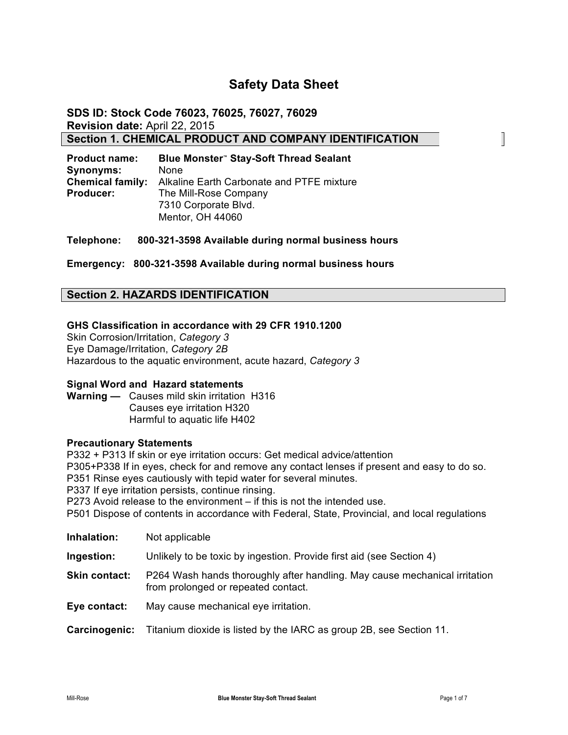# Safety Data Sheet

**SDS ID: Stock Code 76023, 76025, 76027, 76029**
**Revision date:** April 22, 2015

## Section 1. CHEMICAL PRODUCT AND COMPANY IDENTIFICATION

| | |
|---|---|
| **Product name:** | **Blue Monster™ Stay-Soft Thread Sealant** |
| **Synonyms:** | None |
| **Chemical family:** | Alkaline Earth Carbonate and PTFE mixture |
| **Producer:** | The Mill-Rose Company<br>7310 Corporate Blvd.<br>Mentor, OH 44060 |

**Telephone: 800-321-3598 Available during normal business hours**

**Emergency: 800-321-3598 Available during normal business hours**

## Section 2. HAZARDS IDENTIFICATION

**GHS Classification in accordance with 29 CFR 1910.1200**
Skin Corrosion/Irritation, *Category 3*
Eye Damage/Irritation, *Category 2B*
Hazardous to the aquatic environment, acute hazard, *Category 3*

**Signal Word and Hazard statements**
**Warning —** Causes mild skin irritation H316
Causes eye irritation H320
Harmful to aquatic life H402

**Precautionary Statements**
P332 + P313 If skin or eye irritation occurs: Get medical advice/attention
P305+P338 If in eyes, check for and remove any contact lenses if present and easy to do so.
P351 Rinse eyes cautiously with tepid water for several minutes.
P337 If eye irritation persists, continue rinsing.
P273 Avoid release to the environment – if this is not the intended use.
P501 Dispose of contents in accordance with Federal, State, Provincial, and local regulations

| | |
|---|---|
| **Inhalation:** | Not applicable |
| **Ingestion:** | Unlikely to be toxic by ingestion. Provide first aid (see Section 4) |
| **Skin contact:** | P264 Wash hands thoroughly after handling. May cause mechanical irritation from prolonged or repeated contact. |
| **Eye contact:** | May cause mechanical eye irritation. |
| **Carcinogenic:** | Titanium dioxide is listed by the IARC as group 2B, see Section 11. |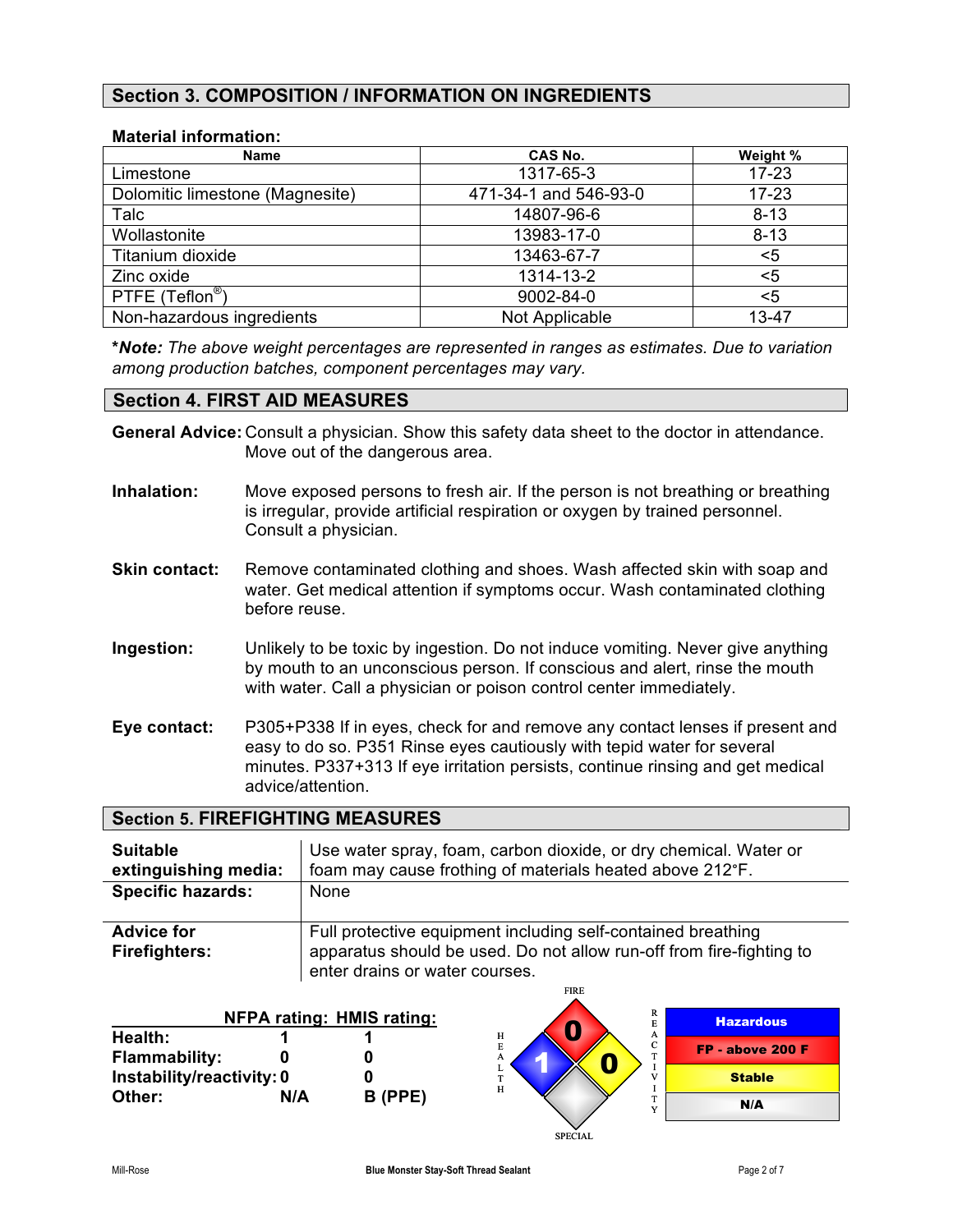## Section 3. COMPOSITION / INFORMATION ON INGREDIENTS

**Material information:**

| Name | CAS No. | Weight % |
|---|---|---|
| Limestone | 1317-65-3 | 17-23 |
| Dolomitic limestone (Magnesite) | 471-34-1 and 546-93-0 | 17-23 |
| Talc | 14807-96-6 | 8-13 |
| Wollastonite | 13983-17-0 | 8-13 |
| Titanium dioxide | 13463-67-7 | <5 |
| Zinc oxide | 1314-13-2 | <5 |
| PTFE (Teflon®) | 9002-84-0 | <5 |
| Non-hazardous ingredients | Not Applicable | 13-47 |

***Note:** *The above weight percentages are represented in ranges as estimates. Due to variation among production batches, component percentages may vary.*

## Section 4. FIRST AID MEASURES

**General Advice:** Consult a physician. Show this safety data sheet to the doctor in attendance. Move out of the dangerous area.

**Inhalation:** Move exposed persons to fresh air. If the person is not breathing or breathing is irregular, provide artificial respiration or oxygen by trained personnel. Consult a physician.

**Skin contact:** Remove contaminated clothing and shoes. Wash affected skin with soap and water. Get medical attention if symptoms occur. Wash contaminated clothing before reuse.

**Ingestion:** Unlikely to be toxic by ingestion. Do not induce vomiting. Never give anything by mouth to an unconscious person. If conscious and alert, rinse the mouth with water. Call a physician or poison control center immediately.

**Eye contact:** P305+P338 If in eyes, check for and remove any contact lenses if present and easy to do so. P351 Rinse eyes cautiously with tepid water for several minutes. P337+313 If eye irritation persists, continue rinsing and get medical advice/attention.

## Section 5. FIREFIGHTING MEASURES

| | |
|---|---|
| **Suitable extinguishing media:** | Use water spray, foam, carbon dioxide, or dry chemical. Water or foam may cause frothing of materials heated above 212°F. |
| **Specific hazards:** | None |
| **Advice for Firefighters:** | Full protective equipment including self-contained breathing apparatus should be used. Do not allow run-off from fire-fighting to enter drains or water courses. |

| | NFPA rating: | HMIS rating: |
|---|---|---|
| **Health:** | 1 | 1 |
| **Flammability:** | 0 | 0 |
| **Instability/reactivity:** | 0 | 0 |
| **Other:** | N/A | B (PPE) |

FIRE: 0 | HEALTH: 1 | REACTIVITY: 0 | SPECIAL

| |
|---|
| Hazardous |
| FP - above 200 F |
| Stable |
| N/A |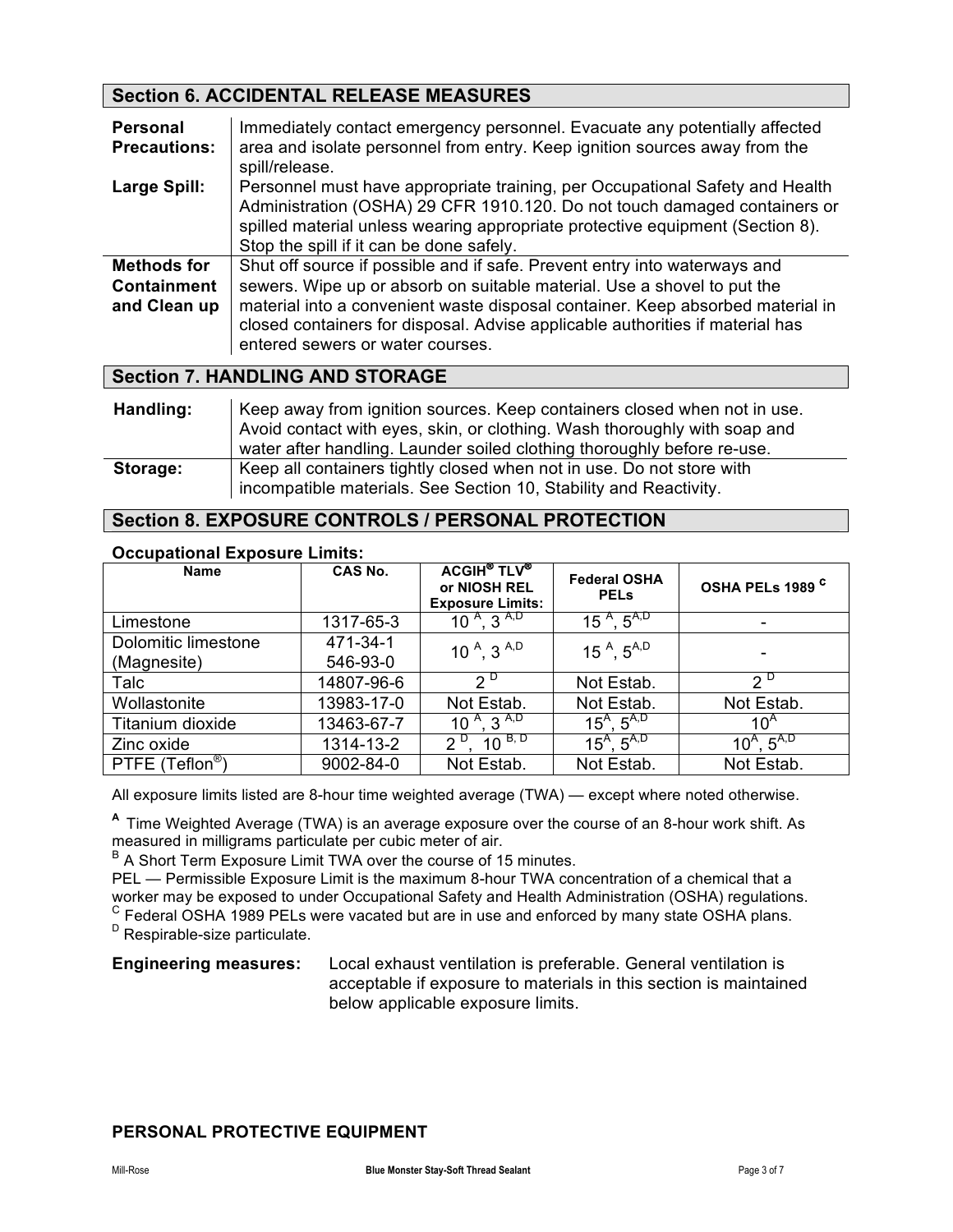## Section 6. ACCIDENTAL RELEASE MEASURES

| | |
|---|---|
| **Personal Precautions:** | Immediately contact emergency personnel. Evacuate any potentially affected area and isolate personnel from entry. Keep ignition sources away from the spill/release. |
| **Large Spill:** | Personnel must have appropriate training, per Occupational Safety and Health Administration (OSHA) 29 CFR 1910.120. Do not touch damaged containers or spilled material unless wearing appropriate protective equipment (Section 8). Stop the spill if it can be done safely. |
| **Methods for Containment and Clean up** | Shut off source if possible and if safe. Prevent entry into waterways and sewers. Wipe up or absorb on suitable material. Use a shovel to put the material into a convenient waste disposal container. Keep absorbed material in closed containers for disposal. Advise applicable authorities if material has entered sewers or water courses. |

## Section 7. HANDLING AND STORAGE

| | |
|---|---|
| **Handling:** | Keep away from ignition sources. Keep containers closed when not in use. Avoid contact with eyes, skin, or clothing. Wash thoroughly with soap and water after handling. Launder soiled clothing thoroughly before re-use. |
| **Storage:** | Keep all containers tightly closed when not in use. Do not store with incompatible materials. See Section 10, Stability and Reactivity. |

## Section 8. EXPOSURE CONTROLS / PERSONAL PROTECTION

**Occupational Exposure Limits:**

| Name | CAS No. | ACGIH® TLV® or NIOSH REL Exposure Limits: | Federal OSHA PELs | OSHA PELs 1989 [C] |
|---|---|---|---|---|
| Limestone | 1317-65-3 | 10 [A], 3 [A,D] | 15 [A], 5[A,D] | - |
| Dolomitic limestone (Magnesite) | 471-34-1 546-93-0 | 10 [A], 3 [A,D] | 15 [A], 5[A,D] | - |
| Talc | 14807-96-6 | 2 [D] | Not Estab. | 2 [D] |
| Wollastonite | 13983-17-0 | Not Estab. | Not Estab. | Not Estab. |
| Titanium dioxide | 13463-67-7 | 10 [A], 3 [A,D] | 15[A], 5[A,D] | 10[A] |
| Zinc oxide | 1314-13-2 | 2 [D], 10 [B, D] | 15[A], 5[A,D] | 10[A], 5[A,D] |
| PTFE (Teflon®) | 9002-84-0 | Not Estab. | Not Estab. | Not Estab. |

All exposure limits listed are 8-hour time weighted average (TWA) — except where noted otherwise.

[A] Time Weighted Average (TWA) is an average exposure over the course of an 8-hour work shift. As measured in milligrams particulate per cubic meter of air.

[B] A Short Term Exposure Limit TWA over the course of 15 minutes.

PEL — Permissible Exposure Limit is the maximum 8-hour TWA concentration of a chemical that a worker may be exposed to under Occupational Safety and Health Administration (OSHA) regulations.

[C] Federal OSHA 1989 PELs were vacated but are in use and enforced by many state OSHA plans.

[D] Respirable-size particulate.

**Engineering measures:** Local exhaust ventilation is preferable. General ventilation is acceptable if exposure to materials in this section is maintained below applicable exposure limits.

**PERSONAL PROTECTIVE EQUIPMENT**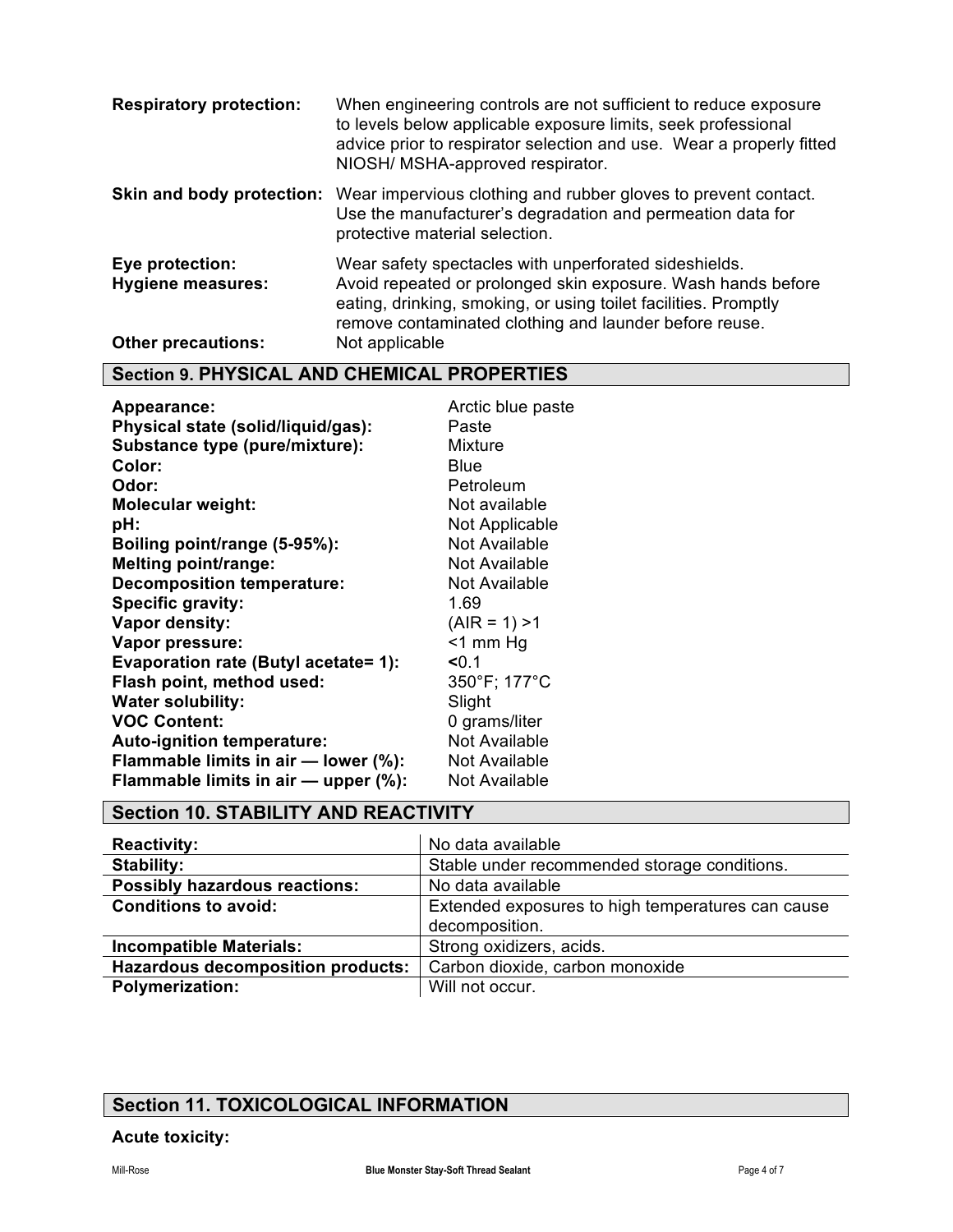| | |
|---|---|
| **Respiratory protection:** | When engineering controls are not sufficient to reduce exposure to levels below applicable exposure limits, seek professional advice prior to respirator selection and use. Wear a properly fitted NIOSH/ MSHA-approved respirator. |
| **Skin and body protection:** | Wear impervious clothing and rubber gloves to prevent contact. Use the manufacturer's degradation and permeation data for protective material selection. |
| **Eye protection:** | Wear safety spectacles with unperforated sideshields. |
| **Hygiene measures:** | Avoid repeated or prolonged skin exposure. Wash hands before eating, drinking, smoking, or using toilet facilities. Promptly remove contaminated clothing and launder before reuse. |
| **Other precautions:** | Not applicable |

## Section 9. PHYSICAL AND CHEMICAL PROPERTIES

| | |
|---|---|
| **Appearance:** | Arctic blue paste |
| **Physical state (solid/liquid/gas):** | Paste |
| **Substance type (pure/mixture):** | Mixture |
| **Color:** | Blue |
| **Odor:** | Petroleum |
| **Molecular weight:** | Not available |
| **pH:** | Not Applicable |
| **Boiling point/range (5-95%):** | Not Available |
| **Melting point/range:** | Not Available |
| **Decomposition temperature:** | Not Available |
| **Specific gravity:** | 1.69 |
| **Vapor density:** | (AIR = 1) >1 |
| **Vapor pressure:** | <1 mm Hg |
| **Evaporation rate (Butyl acetate= 1):** | **<**0.1 |
| **Flash point, method used:** | 350°F; 177°C |
| **Water solubility:** | Slight |
| **VOC Content:** | 0 grams/liter |
| **Auto-ignition temperature:** | Not Available |
| **Flammable limits in air — lower (%):** | Not Available |
| **Flammable limits in air — upper (%):** | Not Available |

## Section 10. STABILITY AND REACTIVITY

| | |
|---|---|
| **Reactivity:** | No data available |
| **Stability:** | Stable under recommended storage conditions. |
| **Possibly hazardous reactions:** | No data available |
| **Conditions to avoid:** | Extended exposures to high temperatures can cause decomposition. |
| **Incompatible Materials:** | Strong oxidizers, acids. |
| **Hazardous decomposition products:** | Carbon dioxide, carbon monoxide |
| **Polymerization:** | Will not occur. |

## Section 11. TOXICOLOGICAL INFORMATION

**Acute toxicity:**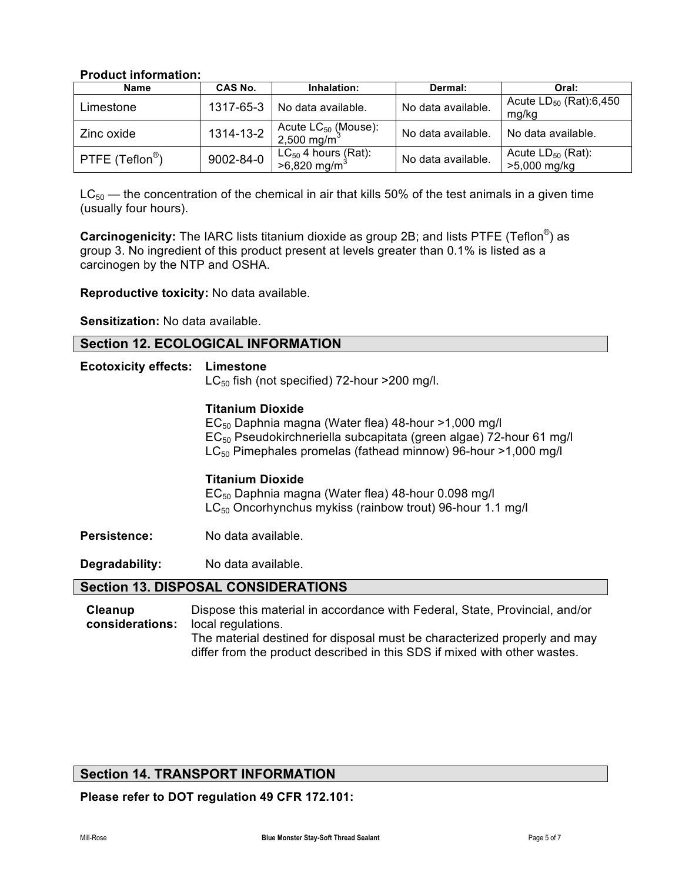**Product information:**

| Name | CAS No. | Inhalation: | Dermal: | Oral: |
|---|---|---|---|---|
| Limestone | 1317-65-3 | No data available. | No data available. | Acute $LD_{50}$ (Rat):6,450 mg/kg |
| Zinc oxide | 1314-13-2 | Acute $LC_{50}$ (Mouse): 2,500 $mg/m^3$ | No data available. | No data available. |
| PTFE (Teflon®) | 9002-84-0 | $LC_{50}$ 4 hours (Rat): >6,820 $mg/m^3$ | No data available. | Acute $LD_{50}$ (Rat): >5,000 mg/kg |

$LC_{50}$ — the concentration of the chemical in air that kills 50% of the test animals in a given time (usually four hours).

**Carcinogenicity:** The IARC lists titanium dioxide as group 2B; and lists PTFE (Teflon®) as group 3. No ingredient of this product present at levels greater than 0.1% is listed as a carcinogen by the NTP and OSHA.

**Reproductive toxicity:** No data available.

**Sensitization:** No data available.

## Section 12. ECOLOGICAL INFORMATION

**Ecotoxicity effects:**

**Limestone**
$LC_{50}$ fish (not specified) 72-hour >200 mg/l.

**Titanium Dioxide**
$EC_{50}$ Daphnia magna (Water flea) 48-hour >1,000 mg/l
$EC_{50}$ Pseudokirchneriella subcapitata (green algae) 72-hour 61 mg/l
$LC_{50}$ Pimephales promelas (fathead minnow) 96-hour >1,000 mg/l

**Titanium Dioxide**
$EC_{50}$ Daphnia magna (Water flea) 48-hour 0.098 mg/l
$LC_{50}$ Oncorhynchus mykiss (rainbow trout) 96-hour 1.1 mg/l

**Persistence:** No data available.

**Degradability:** No data available.

## Section 13. DISPOSAL CONSIDERATIONS

**Cleanup considerations:** Dispose this material in accordance with Federal, State, Provincial, and/or local regulations.
The material destined for disposal must be characterized properly and may differ from the product described in this SDS if mixed with other wastes.

## Section 14. TRANSPORT INFORMATION

**Please refer to DOT regulation 49 CFR 172.101:**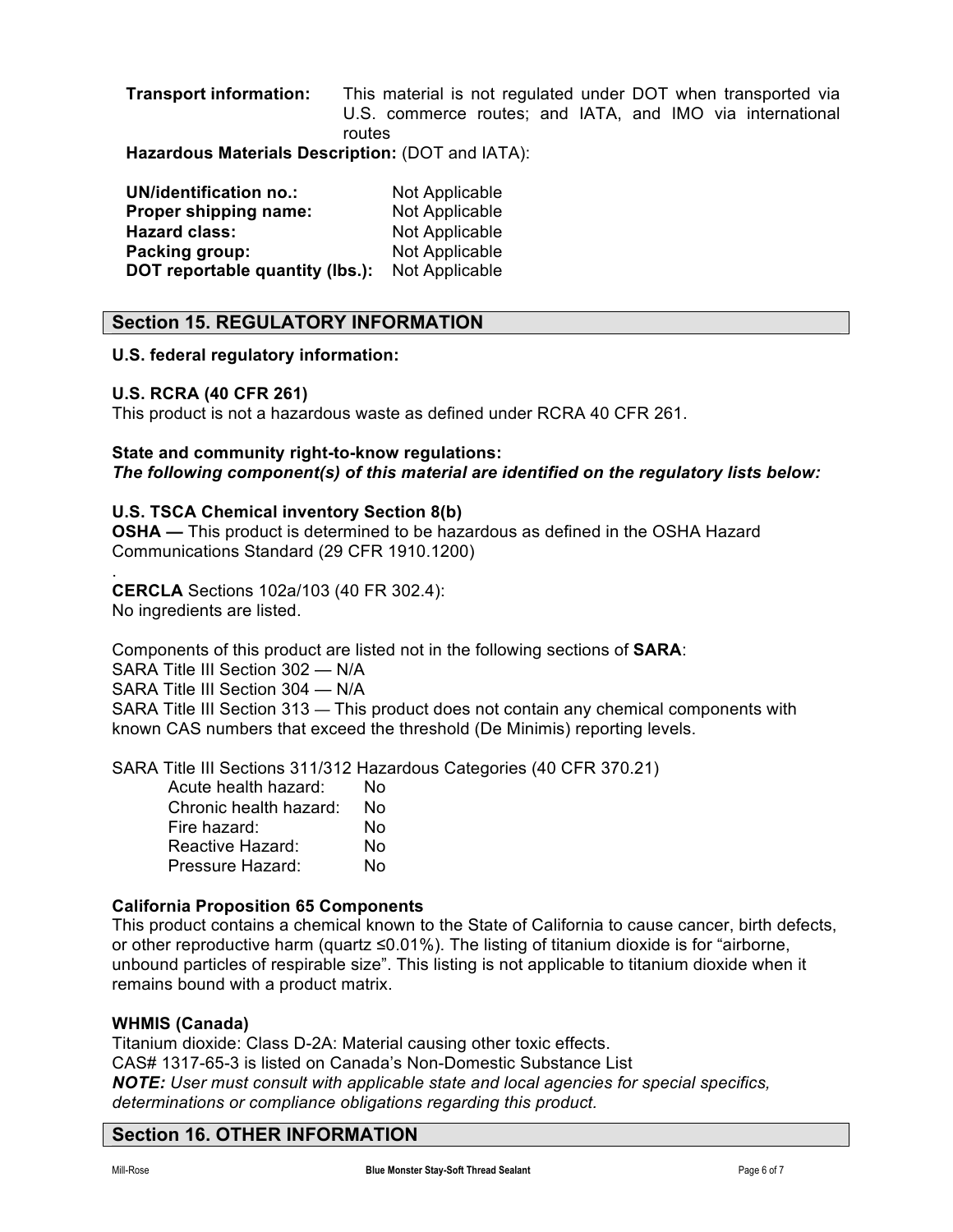**Transport information:** This material is not regulated under DOT when transported via U.S. commerce routes; and IATA, and IMO via international routes

**Hazardous Materials Description:** (DOT and IATA):

| | |
|---|---|
| **UN/identification no.:** | Not Applicable |
| **Proper shipping name:** | Not Applicable |
| **Hazard class:** | Not Applicable |
| **Packing group:** | Not Applicable |
| **DOT reportable quantity (lbs.):** | Not Applicable |

## Section 15. REGULATORY INFORMATION

**U.S. federal regulatory information:**

**U.S. RCRA (40 CFR 261)**
This product is not a hazardous waste as defined under RCRA 40 CFR 261.

**State and community right-to-know regulations:**
***The following component(s) of this material are identified on the regulatory lists below:***

**U.S. TSCA Chemical inventory Section 8(b)**
**OSHA —** This product is determined to be hazardous as defined in the OSHA Hazard Communications Standard (29 CFR 1910.1200)

.
**CERCLA** Sections 102a/103 (40 FR 302.4):
No ingredients are listed.

Components of this product are listed not in the following sections of **SARA**:
SARA Title III Section 302 — N/A
SARA Title III Section 304 — N/A
SARA Title III Section 313 — This product does not contain any chemical components with known CAS numbers that exceed the threshold (De Minimis) reporting levels.

SARA Title III Sections 311/312 Hazardous Categories (40 CFR 370.21)

| | |
|---|---|
| Acute health hazard: | No |
| Chronic health hazard: | No |
| Fire hazard: | No |
| Reactive Hazard: | No |
| Pressure Hazard: | No |

**California Proposition 65 Components**
This product contains a chemical known to the State of California to cause cancer, birth defects, or other reproductive harm (quartz ≤0.01%). The listing of titanium dioxide is for "airborne, unbound particles of respirable size". This listing is not applicable to titanium dioxide when it remains bound with a product matrix.

**WHMIS (Canada)**
Titanium dioxide: Class D-2A: Material causing other toxic effects.
CAS# 1317-65-3 is listed on Canada's Non-Domestic Substance List
***NOTE:*** *User must consult with applicable state and local agencies for special specifics, determinations or compliance obligations regarding this product.*

## Section 16. OTHER INFORMATION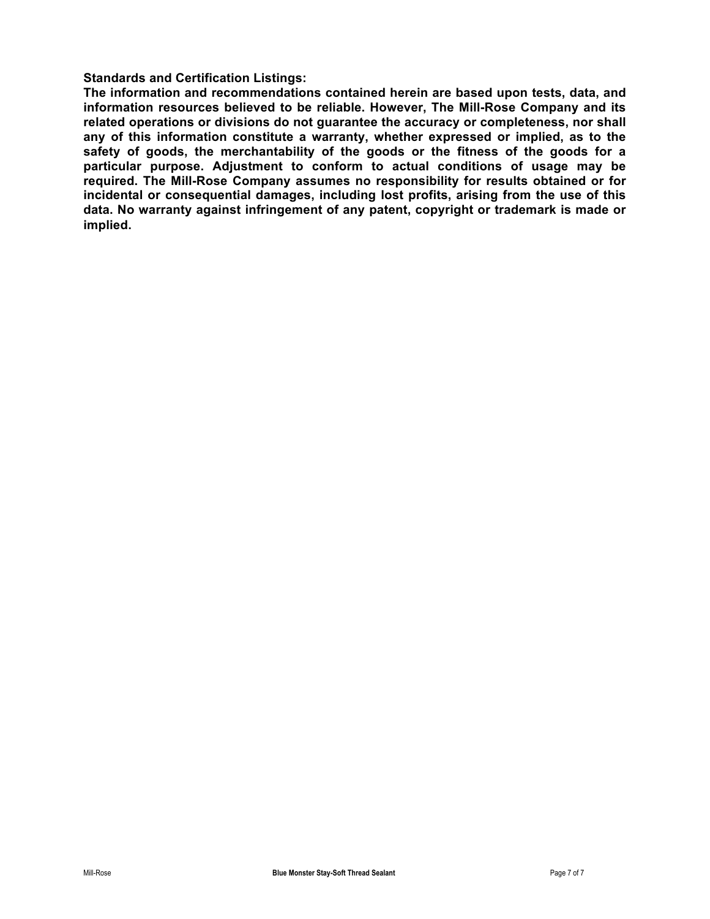**Standards and Certification Listings:**

**The information and recommendations contained herein are based upon tests, data, and information resources believed to be reliable. However, The Mill-Rose Company and its related operations or divisions do not guarantee the accuracy or completeness, nor shall any of this information constitute a warranty, whether expressed or implied, as to the safety of goods, the merchantability of the goods or the fitness of the goods for a particular purpose. Adjustment to conform to actual conditions of usage may be required. The Mill-Rose Company assumes no responsibility for results obtained or for incidental or consequential damages, including lost profits, arising from the use of this data. No warranty against infringement of any patent, copyright or trademark is made or implied.**